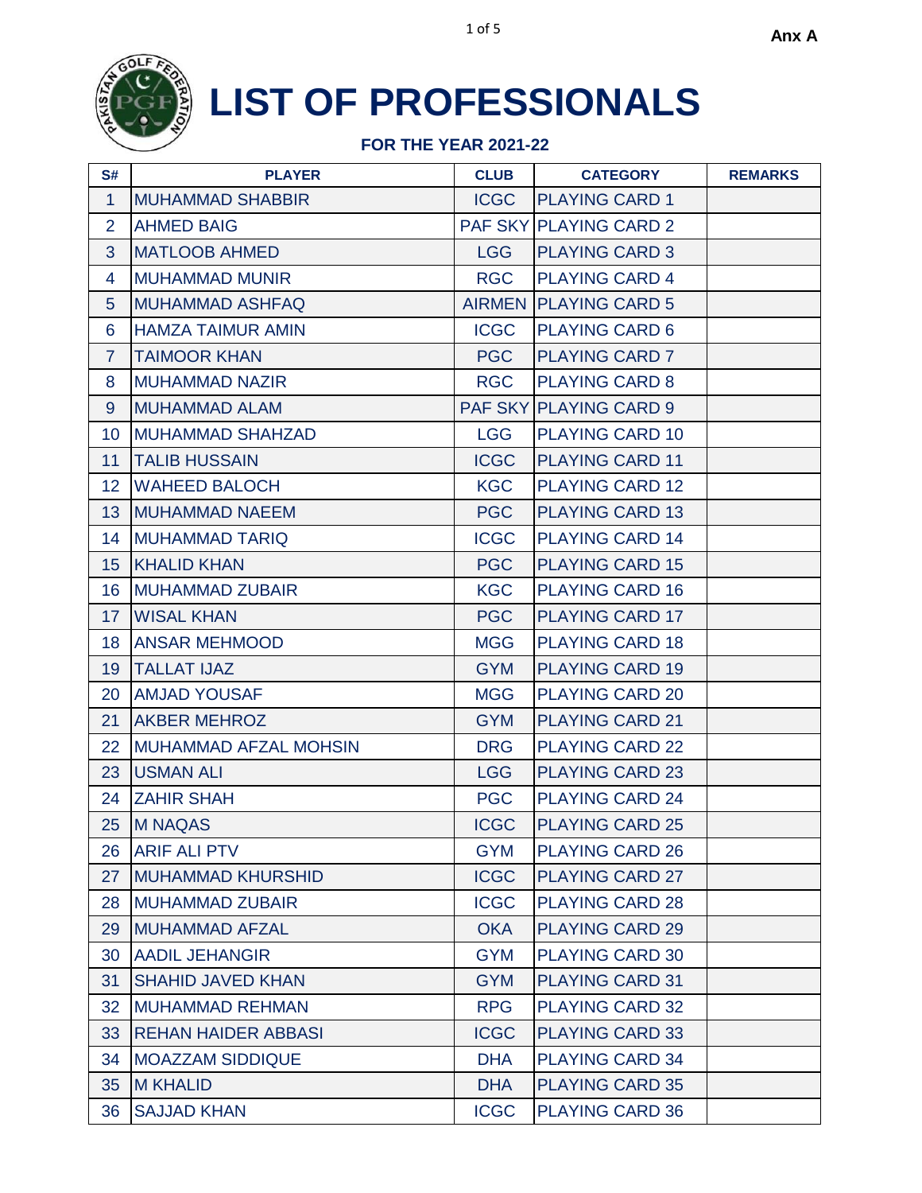Anx A

# LIST OF PROFESSIONALS

**FOR THE YEAR 2021-22**

| S# | PLAYER | CLUB | CATEGORY | REMARKS |
|---|---|---|---|---|
| 1 | MUHAMMAD SHABBIR | ICGC | PLAYING CARD 1 | |
| 2 | AHMED BAIG | PAF SKY | PLAYING CARD 2 | |
| 3 | MATLOOB AHMED | LGG | PLAYING CARD 3 | |
| 4 | MUHAMMAD MUNIR | RGC | PLAYING CARD 4 | |
| 5 | MUHAMMAD ASHFAQ | AIRMEN | PLAYING CARD 5 | |
| 6 | HAMZA TAIMUR AMIN | ICGC | PLAYING CARD 6 | |
| 7 | TAIMOOR KHAN | PGC | PLAYING CARD 7 | |
| 8 | MUHAMMAD NAZIR | RGC | PLAYING CARD 8 | |
| 9 | MUHAMMAD ALAM | PAF SKY | PLAYING CARD 9 | |
| 10 | MUHAMMAD SHAHZAD | LGG | PLAYING CARD 10 | |
| 11 | TALIB HUSSAIN | ICGC | PLAYING CARD 11 | |
| 12 | WAHEED BALOCH | KGC | PLAYING CARD 12 | |
| 13 | MUHAMMAD NAEEM | PGC | PLAYING CARD 13 | |
| 14 | MUHAMMAD TARIQ | ICGC | PLAYING CARD 14 | |
| 15 | KHALID KHAN | PGC | PLAYING CARD 15 | |
| 16 | MUHAMMAD ZUBAIR | KGC | PLAYING CARD 16 | |
| 17 | WISAL KHAN | PGC | PLAYING CARD 17 | |
| 18 | ANSAR MEHMOOD | MGG | PLAYING CARD 18 | |
| 19 | TALLAT IJAZ | GYM | PLAYING CARD 19 | |
| 20 | AMJAD YOUSAF | MGG | PLAYING CARD 20 | |
| 21 | AKBER MEHROZ | GYM | PLAYING CARD 21 | |
| 22 | MUHAMMAD AFZAL MOHSIN | DRG | PLAYING CARD 22 | |
| 23 | USMAN ALI | LGG | PLAYING CARD 23 | |
| 24 | ZAHIR SHAH | PGC | PLAYING CARD 24 | |
| 25 | M NAQAS | ICGC | PLAYING CARD 25 | |
| 26 | ARIF ALI PTV | GYM | PLAYING CARD 26 | |
| 27 | MUHAMMAD KHURSHID | ICGC | PLAYING CARD 27 | |
| 28 | MUHAMMAD ZUBAIR | ICGC | PLAYING CARD 28 | |
| 29 | MUHAMMAD AFZAL | OKA | PLAYING CARD 29 | |
| 30 | AADIL JEHANGIR | GYM | PLAYING CARD 30 | |
| 31 | SHAHID JAVED KHAN | GYM | PLAYING CARD 31 | |
| 32 | MUHAMMAD REHMAN | RPG | PLAYING CARD 32 | |
| 33 | REHAN HAIDER ABBASI | ICGC | PLAYING CARD 33 | |
| 34 | MOAZZAM SIDDIQUE | DHA | PLAYING CARD 34 | |
| 35 | M KHALID | DHA | PLAYING CARD 35 | |
| 36 | SAJJAD KHAN | ICGC | PLAYING CARD 36 | |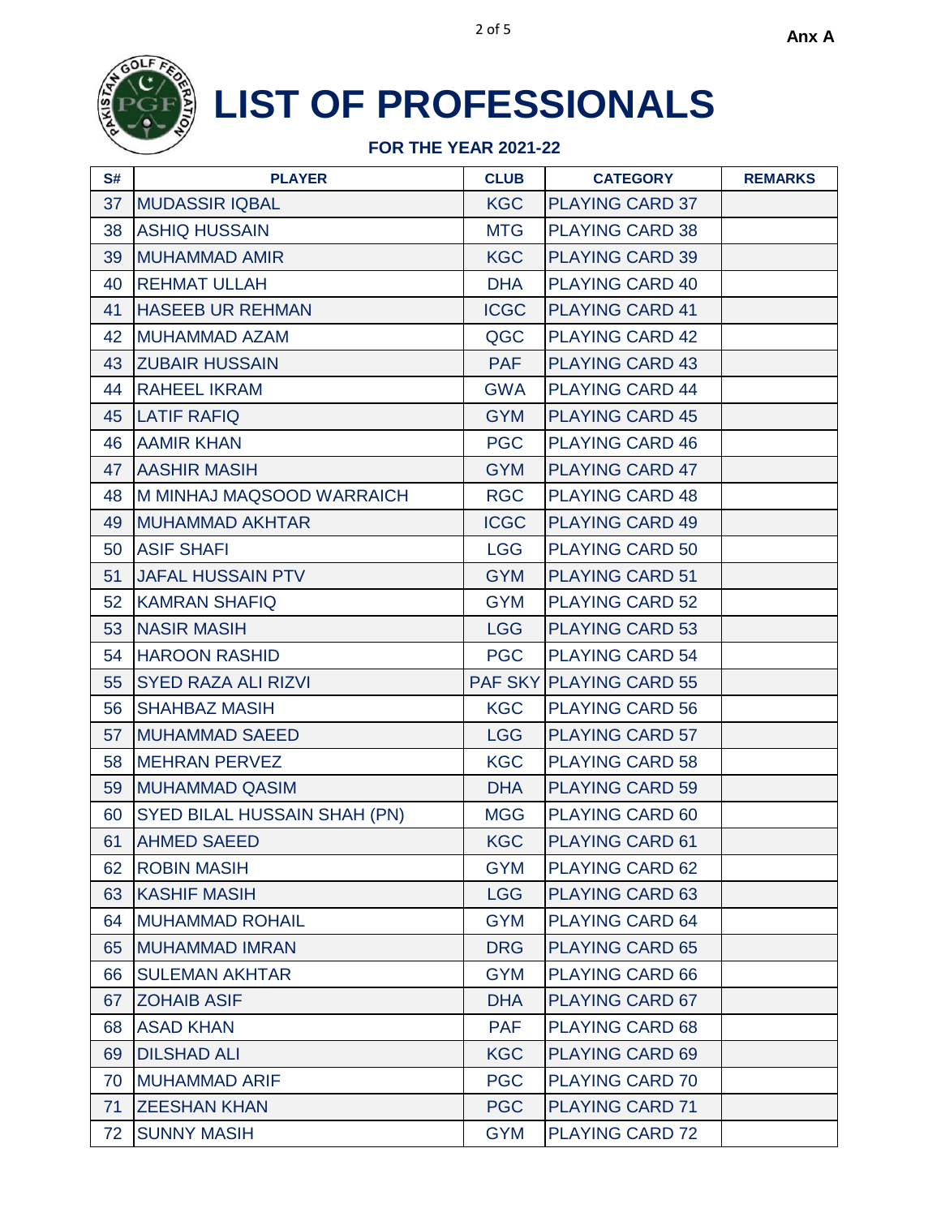Anx A

# LIST OF PROFESSIONALS

**FOR THE YEAR 2021-22**

| S# | PLAYER | CLUB | CATEGORY | REMARKS |
|---|---|---|---|---|
| 37 | MUDASSIR IQBAL | KGC | PLAYING CARD 37 | |
| 38 | ASHIQ HUSSAIN | MTG | PLAYING CARD 38 | |
| 39 | MUHAMMAD AMIR | KGC | PLAYING CARD 39 | |
| 40 | REHMAT ULLAH | DHA | PLAYING CARD 40 | |
| 41 | HASEEB UR REHMAN | ICGC | PLAYING CARD 41 | |
| 42 | MUHAMMAD AZAM | QGC | PLAYING CARD 42 | |
| 43 | ZUBAIR HUSSAIN | PAF | PLAYING CARD 43 | |
| 44 | RAHEEL IKRAM | GWA | PLAYING CARD 44 | |
| 45 | LATIF RAFIQ | GYM | PLAYING CARD 45 | |
| 46 | AAMIR KHAN | PGC | PLAYING CARD 46 | |
| 47 | AASHIR MASIH | GYM | PLAYING CARD 47 | |
| 48 | M MINHAJ MAQSOOD WARRAICH | RGC | PLAYING CARD 48 | |
| 49 | MUHAMMAD AKHTAR | ICGC | PLAYING CARD 49 | |
| 50 | ASIF SHAFI | LGG | PLAYING CARD 50 | |
| 51 | JAFAL HUSSAIN PTV | GYM | PLAYING CARD 51 | |
| 52 | KAMRAN SHAFIQ | GYM | PLAYING CARD 52 | |
| 53 | NASIR MASIH | LGG | PLAYING CARD 53 | |
| 54 | HAROON RASHID | PGC | PLAYING CARD 54 | |
| 55 | SYED RAZA ALI RIZVI | PAF SKY | PLAYING CARD 55 | |
| 56 | SHAHBAZ MASIH | KGC | PLAYING CARD 56 | |
| 57 | MUHAMMAD SAEED | LGG | PLAYING CARD 57 | |
| 58 | MEHRAN PERVEZ | KGC | PLAYING CARD 58 | |
| 59 | MUHAMMAD QASIM | DHA | PLAYING CARD 59 | |
| 60 | SYED BILAL HUSSAIN SHAH (PN) | MGG | PLAYING CARD 60 | |
| 61 | AHMED SAEED | KGC | PLAYING CARD 61 | |
| 62 | ROBIN MASIH | GYM | PLAYING CARD 62 | |
| 63 | KASHIF MASIH | LGG | PLAYING CARD 63 | |
| 64 | MUHAMMAD ROHAIL | GYM | PLAYING CARD 64 | |
| 65 | MUHAMMAD IMRAN | DRG | PLAYING CARD 65 | |
| 66 | SULEMAN AKHTAR | GYM | PLAYING CARD 66 | |
| 67 | ZOHAIB ASIF | DHA | PLAYING CARD 67 | |
| 68 | ASAD KHAN | PAF | PLAYING CARD 68 | |
| 69 | DILSHAD ALI | KGC | PLAYING CARD 69 | |
| 70 | MUHAMMAD ARIF | PGC | PLAYING CARD 70 | |
| 71 | ZEESHAN KHAN | PGC | PLAYING CARD 71 | |
| 72 | SUNNY MASIH | GYM | PLAYING CARD 72 | |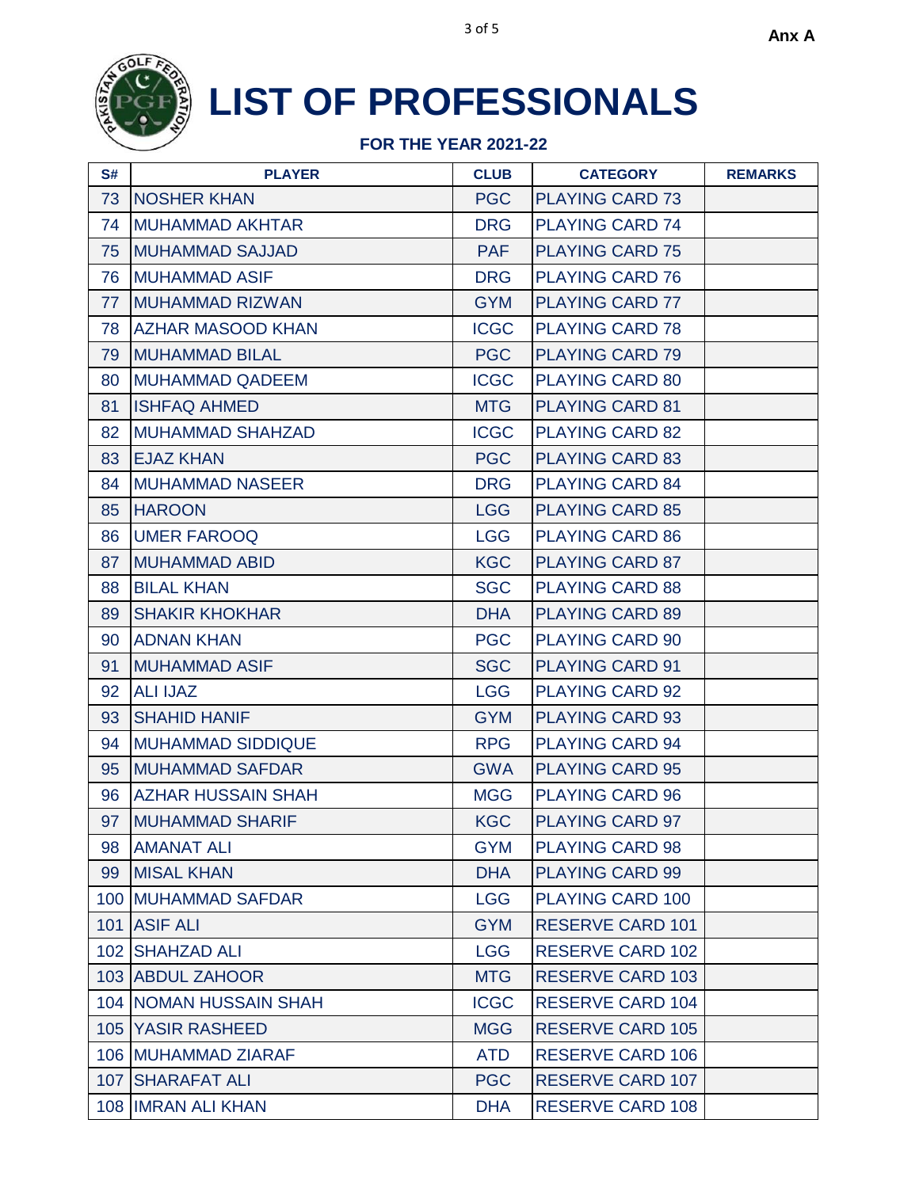Anx A

# LIST OF PROFESSIONALS

**FOR THE YEAR 2021-22**

| S# | PLAYER | CLUB | CATEGORY | REMARKS |
|---|---|---|---|---|
| 73 | NOSHER KHAN | PGC | PLAYING CARD 73 | |
| 74 | MUHAMMAD AKHTAR | DRG | PLAYING CARD 74 | |
| 75 | MUHAMMAD SAJJAD | PAF | PLAYING CARD 75 | |
| 76 | MUHAMMAD ASIF | DRG | PLAYING CARD 76 | |
| 77 | MUHAMMAD RIZWAN | GYM | PLAYING CARD 77 | |
| 78 | AZHAR MASOOD KHAN | ICGC | PLAYING CARD 78 | |
| 79 | MUHAMMAD BILAL | PGC | PLAYING CARD 79 | |
| 80 | MUHAMMAD QADEEM | ICGC | PLAYING CARD 80 | |
| 81 | ISHFAQ AHMED | MTG | PLAYING CARD 81 | |
| 82 | MUHAMMAD SHAHZAD | ICGC | PLAYING CARD 82 | |
| 83 | EJAZ KHAN | PGC | PLAYING CARD 83 | |
| 84 | MUHAMMAD NASEER | DRG | PLAYING CARD 84 | |
| 85 | HAROON | LGG | PLAYING CARD 85 | |
| 86 | UMER FAROOQ | LGG | PLAYING CARD 86 | |
| 87 | MUHAMMAD ABID | KGC | PLAYING CARD 87 | |
| 88 | BILAL KHAN | SGC | PLAYING CARD 88 | |
| 89 | SHAKIR KHOKHAR | DHA | PLAYING CARD 89 | |
| 90 | ADNAN KHAN | PGC | PLAYING CARD 90 | |
| 91 | MUHAMMAD ASIF | SGC | PLAYING CARD 91 | |
| 92 | ALI IJAZ | LGG | PLAYING CARD 92 | |
| 93 | SHAHID HANIF | GYM | PLAYING CARD 93 | |
| 94 | MUHAMMAD SIDDIQUE | RPG | PLAYING CARD 94 | |
| 95 | MUHAMMAD SAFDAR | GWA | PLAYING CARD 95 | |
| 96 | AZHAR HUSSAIN SHAH | MGG | PLAYING CARD 96 | |
| 97 | MUHAMMAD SHARIF | KGC | PLAYING CARD 97 | |
| 98 | AMANAT ALI | GYM | PLAYING CARD 98 | |
| 99 | MISAL KHAN | DHA | PLAYING CARD 99 | |
| 100 | MUHAMMAD SAFDAR | LGG | PLAYING CARD 100 | |
| 101 | ASIF ALI | GYM | RESERVE CARD 101 | |
| 102 | SHAHZAD ALI | LGG | RESERVE CARD 102 | |
| 103 | ABDUL ZAHOOR | MTG | RESERVE CARD 103 | |
| 104 | NOMAN HUSSAIN SHAH | ICGC | RESERVE CARD 104 | |
| 105 | YASIR RASHEED | MGG | RESERVE CARD 105 | |
| 106 | MUHAMMAD ZIARAF | ATD | RESERVE CARD 106 | |
| 107 | SHARAFAT ALI | PGC | RESERVE CARD 107 | |
| 108 | IMRAN ALI KHAN | DHA | RESERVE CARD 108 | |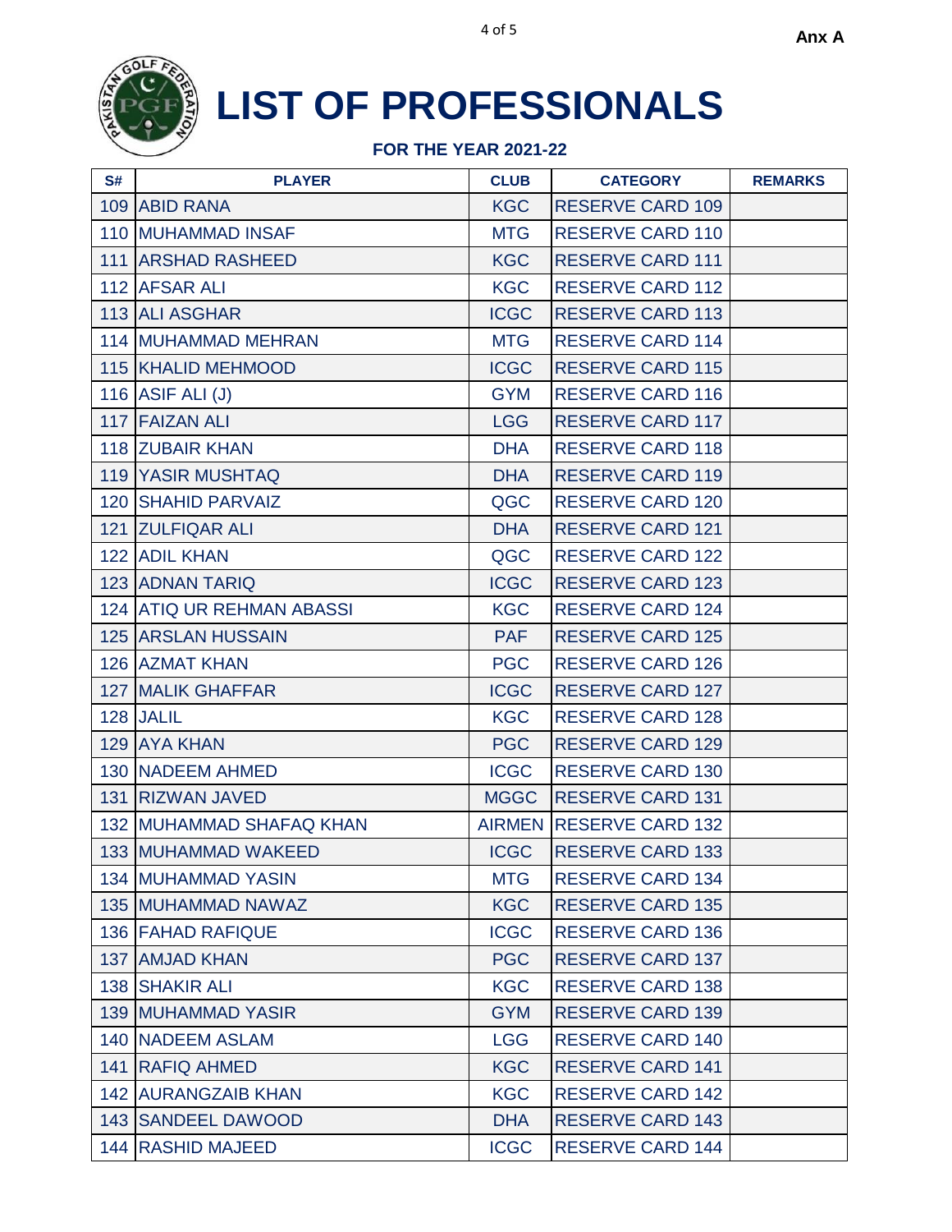Anx A

# LIST OF PROFESSIONALS

**FOR THE YEAR 2021-22**

| S# | PLAYER | CLUB | CATEGORY | REMARKS |
|---|---|---|---|---|
| 109 | ABID RANA | KGC | RESERVE CARD 109 | |
| 110 | MUHAMMAD INSAF | MTG | RESERVE CARD 110 | |
| 111 | ARSHAD RASHEED | KGC | RESERVE CARD 111 | |
| 112 | AFSAR ALI | KGC | RESERVE CARD 112 | |
| 113 | ALI ASGHAR | ICGC | RESERVE CARD 113 | |
| 114 | MUHAMMAD MEHRAN | MTG | RESERVE CARD 114 | |
| 115 | KHALID MEHMOOD | ICGC | RESERVE CARD 115 | |
| 116 | ASIF ALI (J) | GYM | RESERVE CARD 116 | |
| 117 | FAIZAN ALI | LGG | RESERVE CARD 117 | |
| 118 | ZUBAIR KHAN | DHA | RESERVE CARD 118 | |
| 119 | YASIR MUSHTAQ | DHA | RESERVE CARD 119 | |
| 120 | SHAHID PARVAIZ | QGC | RESERVE CARD 120 | |
| 121 | ZULFIQAR ALI | DHA | RESERVE CARD 121 | |
| 122 | ADIL KHAN | QGC | RESERVE CARD 122 | |
| 123 | ADNAN TARIQ | ICGC | RESERVE CARD 123 | |
| 124 | ATIQ UR REHMAN ABASSI | KGC | RESERVE CARD 124 | |
| 125 | ARSLAN HUSSAIN | PAF | RESERVE CARD 125 | |
| 126 | AZMAT KHAN | PGC | RESERVE CARD 126 | |
| 127 | MALIK GHAFFAR | ICGC | RESERVE CARD 127 | |
| 128 | JALIL | KGC | RESERVE CARD 128 | |
| 129 | AYA KHAN | PGC | RESERVE CARD 129 | |
| 130 | NADEEM AHMED | ICGC | RESERVE CARD 130 | |
| 131 | RIZWAN JAVED | MGGC | RESERVE CARD 131 | |
| 132 | MUHAMMAD SHAFAQ KHAN | AIRMEN | RESERVE CARD 132 | |
| 133 | MUHAMMAD WAKEED | ICGC | RESERVE CARD 133 | |
| 134 | MUHAMMAD YASIN | MTG | RESERVE CARD 134 | |
| 135 | MUHAMMAD NAWAZ | KGC | RESERVE CARD 135 | |
| 136 | FAHAD RAFIQUE | ICGC | RESERVE CARD 136 | |
| 137 | AMJAD KHAN | PGC | RESERVE CARD 137 | |
| 138 | SHAKIR ALI | KGC | RESERVE CARD 138 | |
| 139 | MUHAMMAD YASIR | GYM | RESERVE CARD 139 | |
| 140 | NADEEM ASLAM | LGG | RESERVE CARD 140 | |
| 141 | RAFIQ AHMED | KGC | RESERVE CARD 141 | |
| 142 | AURANGZAIB KHAN | KGC | RESERVE CARD 142 | |
| 143 | SANDEEL DAWOOD | DHA | RESERVE CARD 143 | |
| 144 | RASHID MAJEED | ICGC | RESERVE CARD 144 | |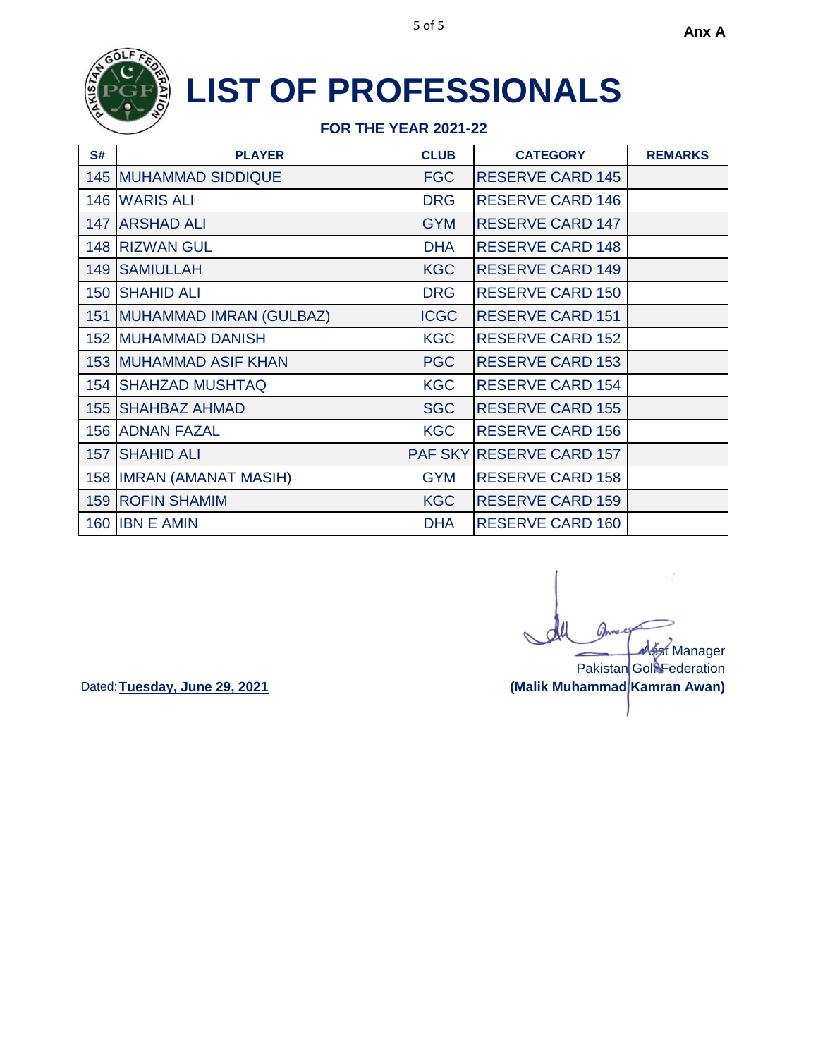Anx A

# LIST OF PROFESSIONALS

**FOR THE YEAR 2021-22**

| S# | PLAYER | CLUB | CATEGORY | REMARKS |
|---|---|---|---|---|
| 145 | MUHAMMAD SIDDIQUE | FGC | RESERVE CARD 145 | |
| 146 | WARIS ALI | DRG | RESERVE CARD 146 | |
| 147 | ARSHAD ALI | GYM | RESERVE CARD 147 | |
| 148 | RIZWAN GUL | DHA | RESERVE CARD 148 | |
| 149 | SAMIULLAH | KGC | RESERVE CARD 149 | |
| 150 | SHAHID ALI | DRG | RESERVE CARD 150 | |
| 151 | MUHAMMAD IMRAN (GULBAZ) | ICGC | RESERVE CARD 151 | |
| 152 | MUHAMMAD DANISH | KGC | RESERVE CARD 152 | |
| 153 | MUHAMMAD ASIF KHAN | PGC | RESERVE CARD 153 | |
| 154 | SHAHZAD MUSHTAQ | KGC | RESERVE CARD 154 | |
| 155 | SHAHBAZ AHMAD | SGC | RESERVE CARD 155 | |
| 156 | ADNAN FAZAL | KGC | RESERVE CARD 156 | |
| 157 | SHAHID ALI | PAF SKY | RESERVE CARD 157 | |
| 158 | IMRAN (AMANAT MASIH) | GYM | RESERVE CARD 158 | |
| 159 | ROFIN SHAMIM | KGC | RESERVE CARD 159 | |
| 160 | IBN E AMIN | DHA | RESERVE CARD 160 | |

Asst Manager
Pakistan Golf Federation
**(Malik Muhammad Kamran Awan)**

Dated: **Tuesday, June 29, 2021**